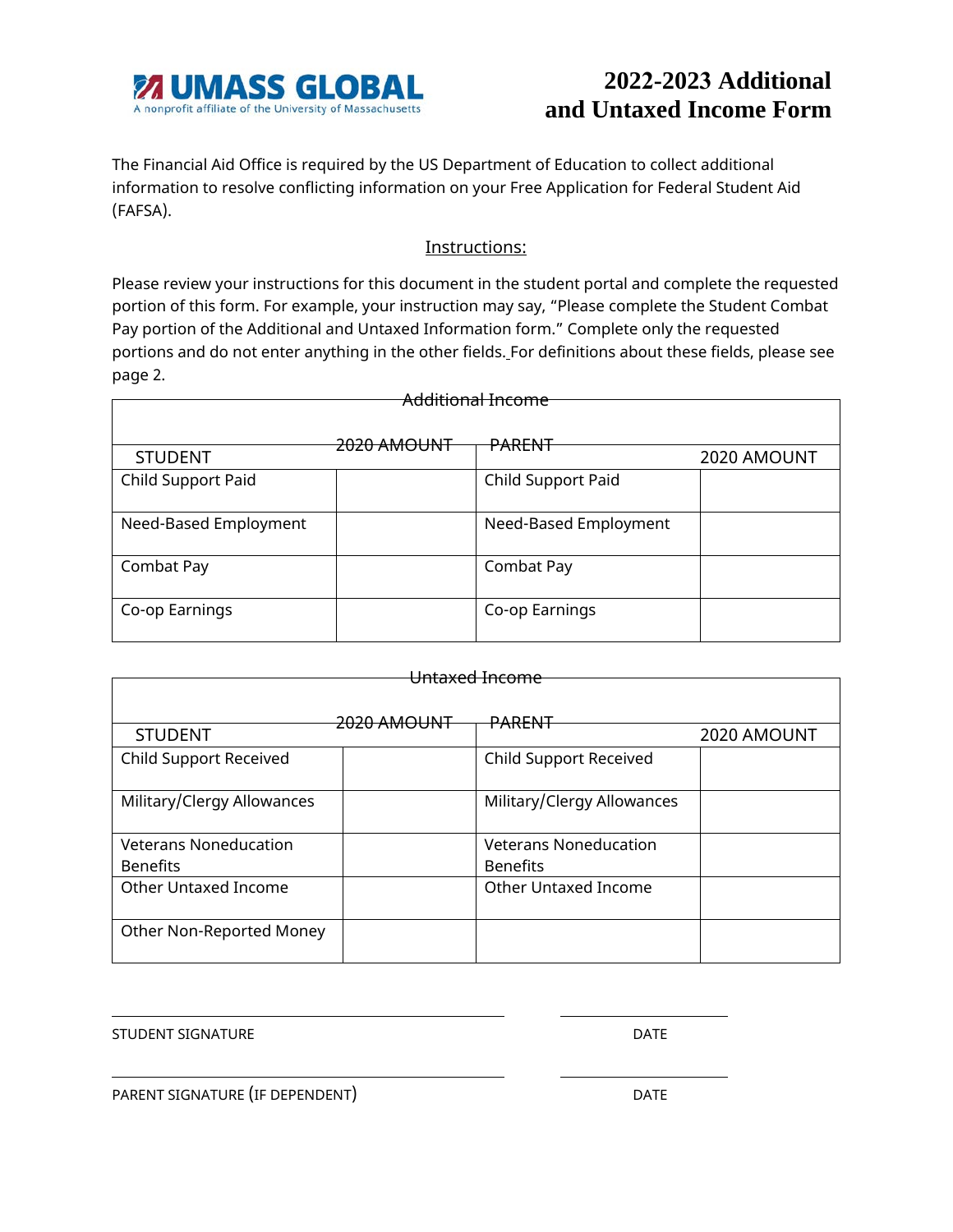**UMASS GLOBAL**
A nonprofit affiliate of the University of Massachusetts

# 2022-2023 Additional and Untaxed Income Form

The Financial Aid Office is required by the US Department of Education to collect additional information to resolve conflicting information on your Free Application for Federal Student Aid (FAFSA).

## Instructions:

Please review your instructions for this document in the student portal and complete the requested portion of this form. For example, your instruction may say, "Please complete the Student Combat Pay portion of the Additional and Untaxed Information form." Complete only the requested portions and do not enter anything in the other fields. For definitions about these fields, please see page 2.

**Additional Income**

| STUDENT | 2020 AMOUNT | PARENT | 2020 AMOUNT |
|---|---|---|---|
| Child Support Paid | | Child Support Paid | |
| Need-Based Employment | | Need-Based Employment | |
| Combat Pay | | Combat Pay | |
| Co-op Earnings | | Co-op Earnings | |

**Untaxed Income**

| STUDENT | 2020 AMOUNT | PARENT | 2020 AMOUNT |
|---|---|---|---|
| Child Support Received | | Child Support Received | |
| Military/Clergy Allowances | | Military/Clergy Allowances | |
| Veterans Noneducation Benefits | | Veterans Noneducation Benefits | |
| Other Untaxed Income | | Other Untaxed Income | |
| Other Non-Reported Money | | | |

\_\_\_\_\_\_\_\_\_\_\_\_\_\_\_\_\_\_\_\_\_\_\_\_\_\_\_\_\_\_\_\_\_\_\_\_ \_\_\_\_\_\_\_\_\_\_\_\_\_\_\_\_

STUDENT SIGNATURE DATE

\_\_\_\_\_\_\_\_\_\_\_\_\_\_\_\_\_\_\_\_\_\_\_\_\_\_\_\_\_\_\_\_\_\_\_\_ \_\_\_\_\_\_\_\_\_\_\_\_\_\_\_\_

PARENT SIGNATURE (IF DEPENDENT) DATE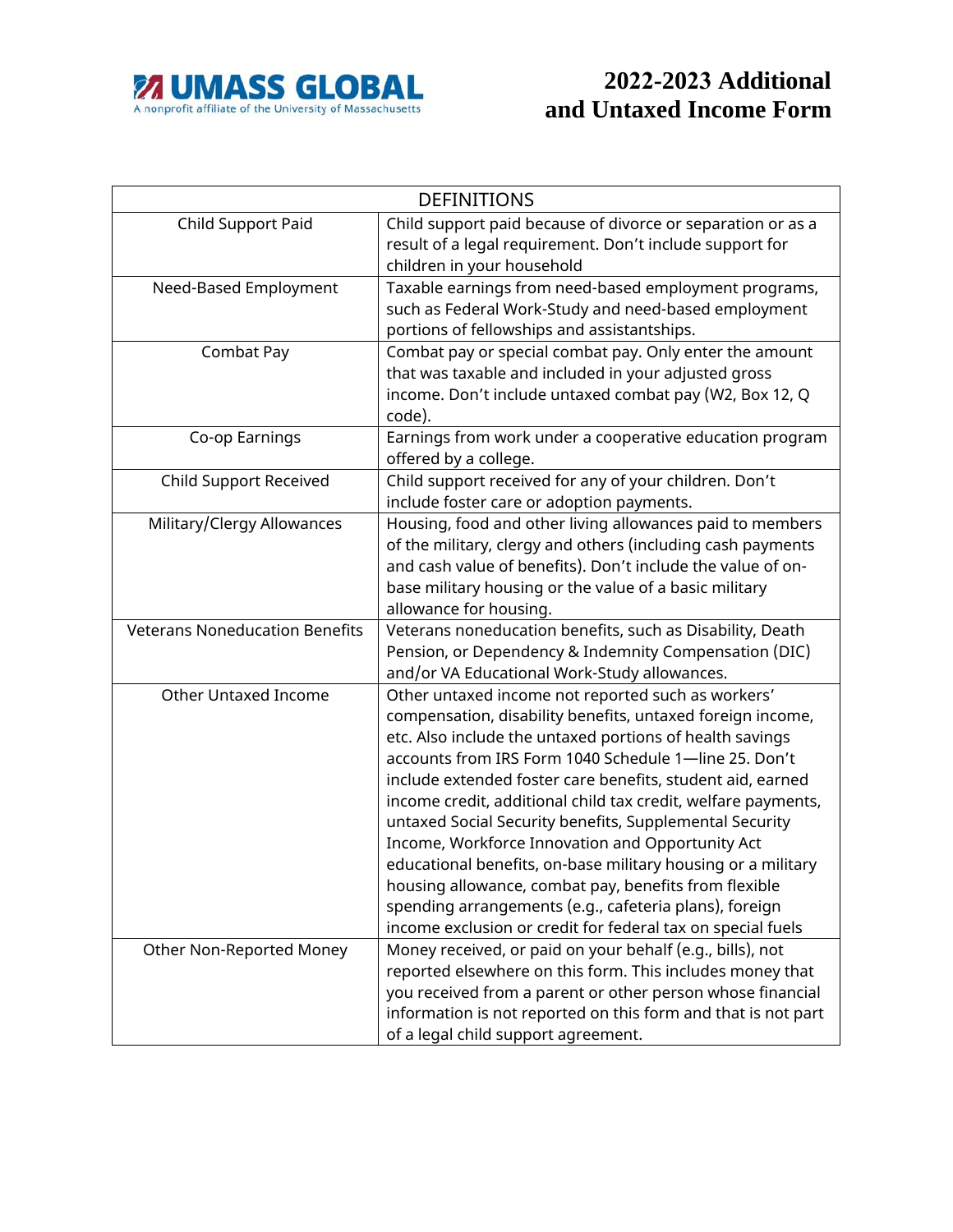UMASS GLOBAL
A nonprofit affiliate of the University of Massachusetts

# 2022-2023 Additional and Untaxed Income Form

| DEFINITIONS | |
|---|---|
| Child Support Paid | Child support paid because of divorce or separation or as a result of a legal requirement. Don't include support for children in your household |
| Need-Based Employment | Taxable earnings from need-based employment programs, such as Federal Work-Study and need-based employment portions of fellowships and assistantships. |
| Combat Pay | Combat pay or special combat pay. Only enter the amount that was taxable and included in your adjusted gross income. Don't include untaxed combat pay (W2, Box 12, Q code). |
| Co-op Earnings | Earnings from work under a cooperative education program offered by a college. |
| Child Support Received | Child support received for any of your children. Don't include foster care or adoption payments. |
| Military/Clergy Allowances | Housing, food and other living allowances paid to members of the military, clergy and others (including cash payments and cash value of benefits). Don't include the value of on-base military housing or the value of a basic military allowance for housing. |
| Veterans Noneducation Benefits | Veterans noneducation benefits, such as Disability, Death Pension, or Dependency & Indemnity Compensation (DIC) and/or VA Educational Work-Study allowances. |
| Other Untaxed Income | Other untaxed income not reported such as workers' compensation, disability benefits, untaxed foreign income, etc. Also include the untaxed portions of health savings accounts from IRS Form 1040 Schedule 1—line 25. Don't include extended foster care benefits, student aid, earned income credit, additional child tax credit, welfare payments, untaxed Social Security benefits, Supplemental Security Income, Workforce Innovation and Opportunity Act educational benefits, on-base military housing or a military housing allowance, combat pay, benefits from flexible spending arrangements (e.g., cafeteria plans), foreign income exclusion or credit for federal tax on special fuels |
| Other Non-Reported Money | Money received, or paid on your behalf (e.g., bills), not reported elsewhere on this form. This includes money that you received from a parent or other person whose financial information is not reported on this form and that is not part of a legal child support agreement. |